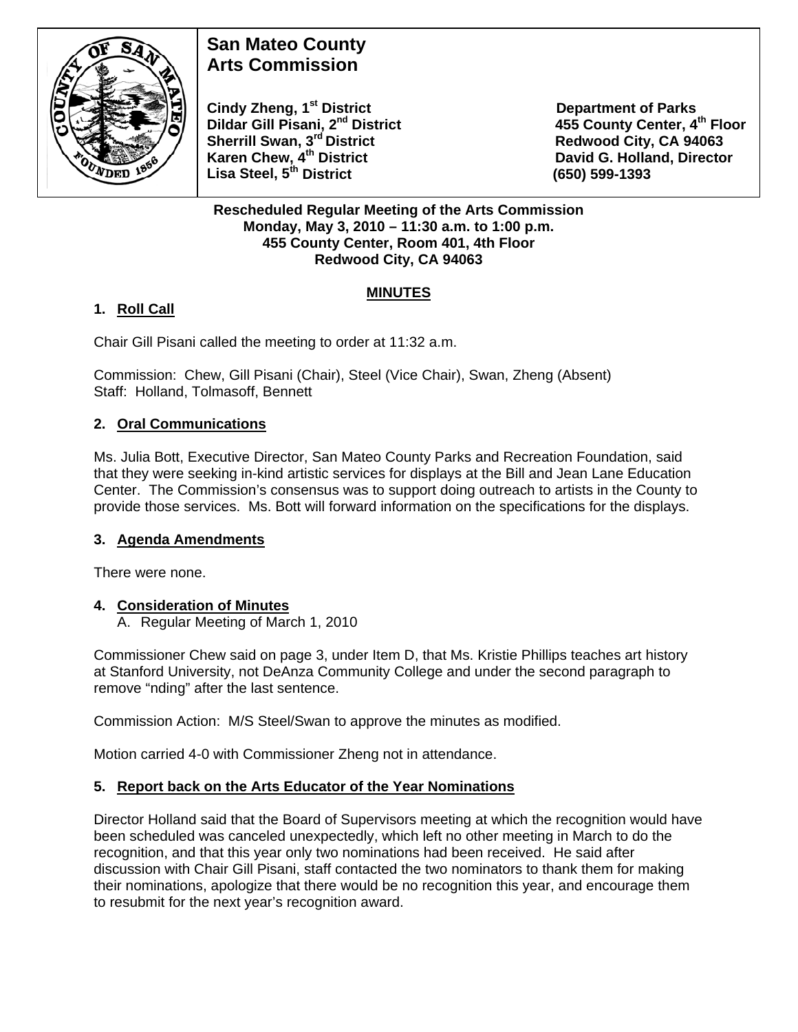# San Mateo County Arts Commission

**Cindy Zheng, 1st District**
**Dildar Gill Pisani, 2nd District**
**Sherrill Swan, 3rd District**
**Karen Chew, 4th District**
**Lisa Steel, 5th District**

**Department of Parks**
**455 County Center, 4th Floor**
**Redwood City, CA 94063**
**David G. Holland, Director**
**(650) 599-1393**

**Rescheduled Regular Meeting of the Arts Commission**
**Monday, May 3, 2010 – 11:30 a.m. to 1:00 p.m.**
**455 County Center, Room 401, 4th Floor**
**Redwood City, CA 94063**

## MINUTES

### 1. Roll Call

Chair Gill Pisani called the meeting to order at 11:32 a.m.

Commission: Chew, Gill Pisani (Chair), Steel (Vice Chair), Swan, Zheng (Absent)
Staff: Holland, Tolmasoff, Bennett

### 2. Oral Communications

Ms. Julia Bott, Executive Director, San Mateo County Parks and Recreation Foundation, said that they were seeking in-kind artistic services for displays at the Bill and Jean Lane Education Center. The Commission's consensus was to support doing outreach to artists in the County to provide those services. Ms. Bott will forward information on the specifications for the displays.

### 3. Agenda Amendments

There were none.

### 4. Consideration of Minutes

A. Regular Meeting of March 1, 2010

Commissioner Chew said on page 3, under Item D, that Ms. Kristie Phillips teaches art history at Stanford University, not DeAnza Community College and under the second paragraph to remove "nding" after the last sentence.

Commission Action: M/S Steel/Swan to approve the minutes as modified.

Motion carried 4-0 with Commissioner Zheng not in attendance.

### 5. Report back on the Arts Educator of the Year Nominations

Director Holland said that the Board of Supervisors meeting at which the recognition would have been scheduled was canceled unexpectedly, which left no other meeting in March to do the recognition, and that this year only two nominations had been received. He said after discussion with Chair Gill Pisani, staff contacted the two nominators to thank them for making their nominations, apologize that there would be no recognition this year, and encourage them to resubmit for the next year's recognition award.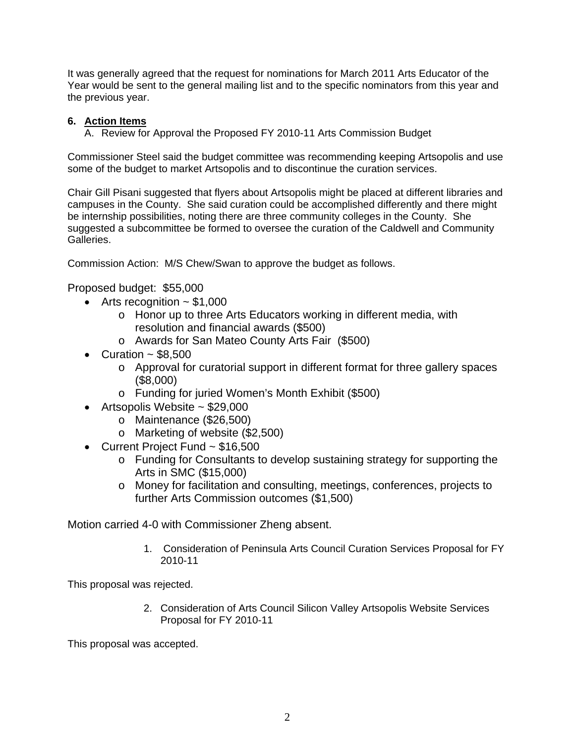It was generally agreed that the request for nominations for March 2011 Arts Educator of the Year would be sent to the general mailing list and to the specific nominators from this year and the previous year.

**6. Action Items**

A. Review for Approval the Proposed FY 2010-11 Arts Commission Budget

Commissioner Steel said the budget committee was recommending keeping Artsopolis and use some of the budget to market Artsopolis and to discontinue the curation services.

Chair Gill Pisani suggested that flyers about Artsopolis might be placed at different libraries and campuses in the County. She said curation could be accomplished differently and there might be internship possibilities, noting there are three community colleges in the County. She suggested a subcommittee be formed to oversee the curation of the Caldwell and Community Galleries.

Commission Action: M/S Chew/Swan to approve the budget as follows.

Proposed budget: $55,000

- Arts recognition ~ $1,000
  - Honor up to three Arts Educators working in different media, with resolution and financial awards ($500)
  - Awards for San Mateo County Arts Fair ($500)
- Curation ~ $8,500
  - Approval for curatorial support in different format for three gallery spaces ($8,000)
  - Funding for juried Women's Month Exhibit ($500)
- Artsopolis Website ~ $29,000
  - Maintenance ($26,500)
  - Marketing of website ($2,500)
- Current Project Fund ~ $16,500
  - Funding for Consultants to develop sustaining strategy for supporting the Arts in SMC ($15,000)
  - Money for facilitation and consulting, meetings, conferences, projects to further Arts Commission outcomes ($1,500)

Motion carried 4-0 with Commissioner Zheng absent.

1. Consideration of Peninsula Arts Council Curation Services Proposal for FY 2010-11

This proposal was rejected.

2. Consideration of Arts Council Silicon Valley Artsopolis Website Services Proposal for FY 2010-11

This proposal was accepted.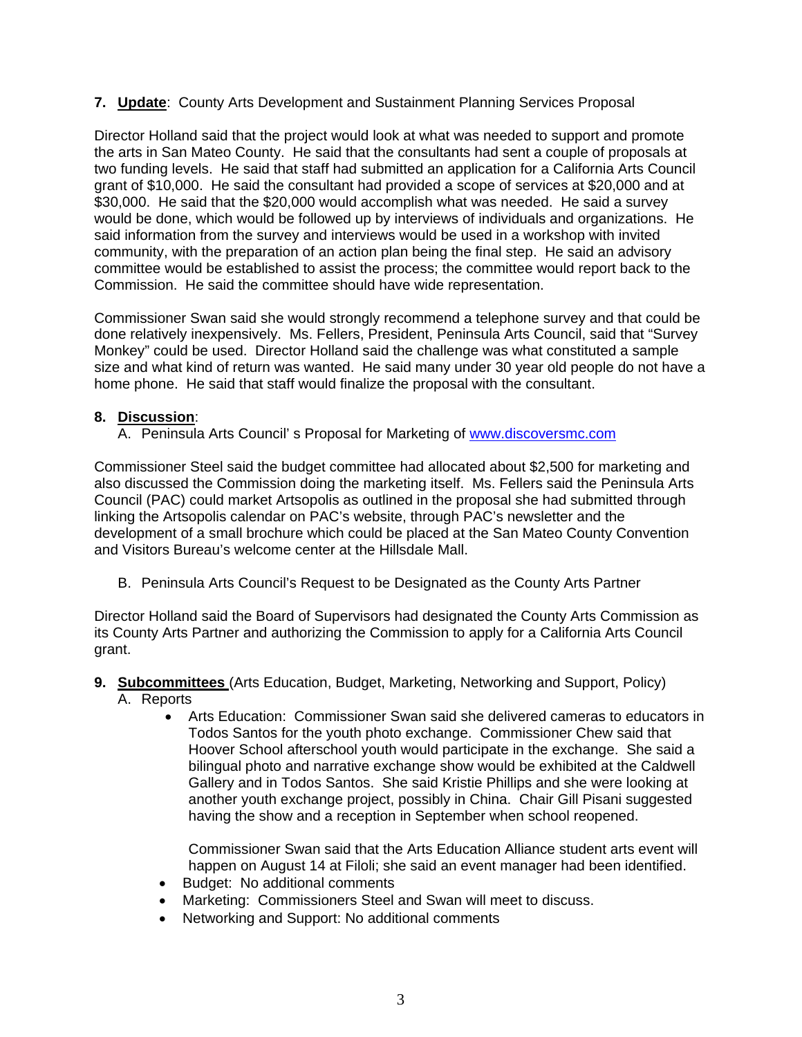7. **Update**: County Arts Development and Sustainment Planning Services Proposal

Director Holland said that the project would look at what was needed to support and promote the arts in San Mateo County. He said that the consultants had sent a couple of proposals at two funding levels. He said that staff had submitted an application for a California Arts Council grant of $10,000. He said the consultant had provided a scope of services at $20,000 and at $30,000. He said that the $20,000 would accomplish what was needed. He said a survey would be done, which would be followed up by interviews of individuals and organizations. He said information from the survey and interviews would be used in a workshop with invited community, with the preparation of an action plan being the final step. He said an advisory committee would be established to assist the process; the committee would report back to the Commission. He said the committee should have wide representation.

Commissioner Swan said she would strongly recommend a telephone survey and that could be done relatively inexpensively. Ms. Fellers, President, Peninsula Arts Council, said that "Survey Monkey" could be used. Director Holland said the challenge was what constituted a sample size and what kind of return was wanted. He said many under 30 year old people do not have a home phone. He said that staff would finalize the proposal with the consultant.

8. **Discussion**:
   A. Peninsula Arts Council' s Proposal for Marketing of www.discoversmc.com

Commissioner Steel said the budget committee had allocated about $2,500 for marketing and also discussed the Commission doing the marketing itself. Ms. Fellers said the Peninsula Arts Council (PAC) could market Artsopolis as outlined in the proposal she had submitted through linking the Artsopolis calendar on PAC's website, through PAC's newsletter and the development of a small brochure which could be placed at the San Mateo County Convention and Visitors Bureau's welcome center at the Hillsdale Mall.

   B. Peninsula Arts Council's Request to be Designated as the County Arts Partner

Director Holland said the Board of Supervisors had designated the County Arts Commission as its County Arts Partner and authorizing the Commission to apply for a California Arts Council grant.

9. **Subcommittees** (Arts Education, Budget, Marketing, Networking and Support, Policy)
   A. Reports
      - Arts Education: Commissioner Swan said she delivered cameras to educators in Todos Santos for the youth photo exchange. Commissioner Chew said that Hoover School afterschool youth would participate in the exchange. She said a bilingual photo and narrative exchange show would be exhibited at the Caldwell Gallery and in Todos Santos. She said Kristie Phillips and she were looking at another youth exchange project, possibly in China. Chair Gill Pisani suggested having the show and a reception in September when school reopened.

        Commissioner Swan said that the Arts Education Alliance student arts event will happen on August 14 at Filoli; she said an event manager had been identified.
      - Budget: No additional comments
      - Marketing: Commissioners Steel and Swan will meet to discuss.
      - Networking and Support: No additional comments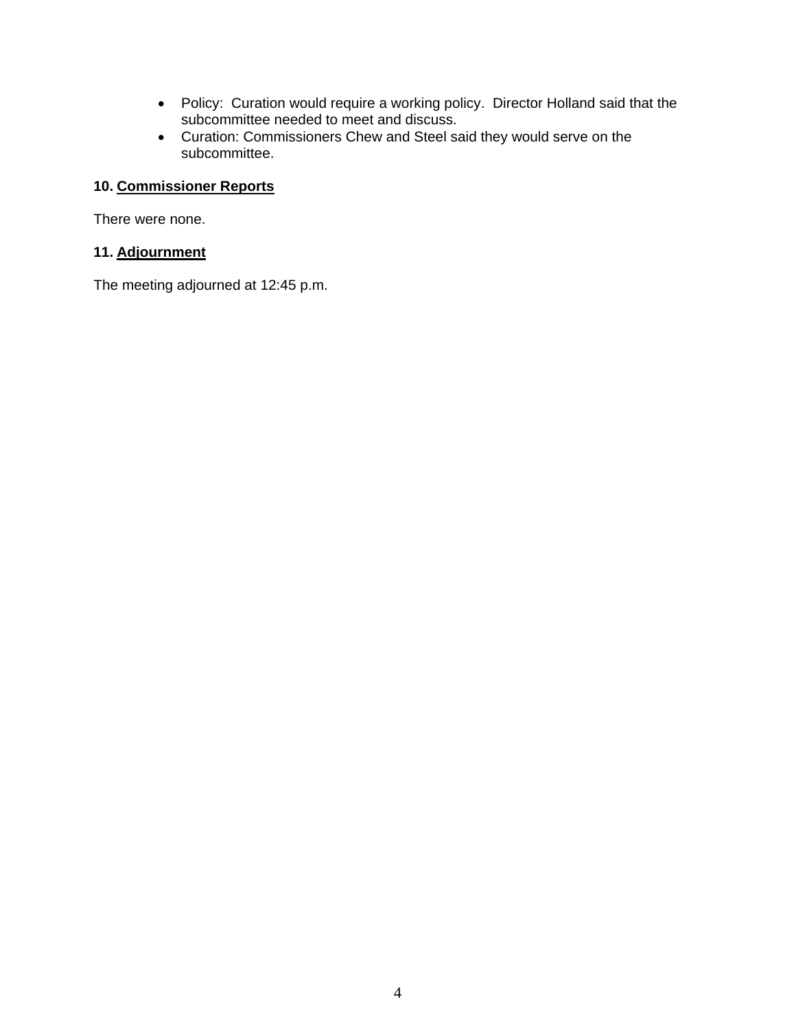- Policy:  Curation would require a working policy.  Director Holland said that the subcommittee needed to meet and discuss.
- Curation: Commissioners Chew and Steel said they would serve on the subcommittee.

**10. Commissioner Reports**

There were none.

**11. Adjournment**

The meeting adjourned at 12:45 p.m.